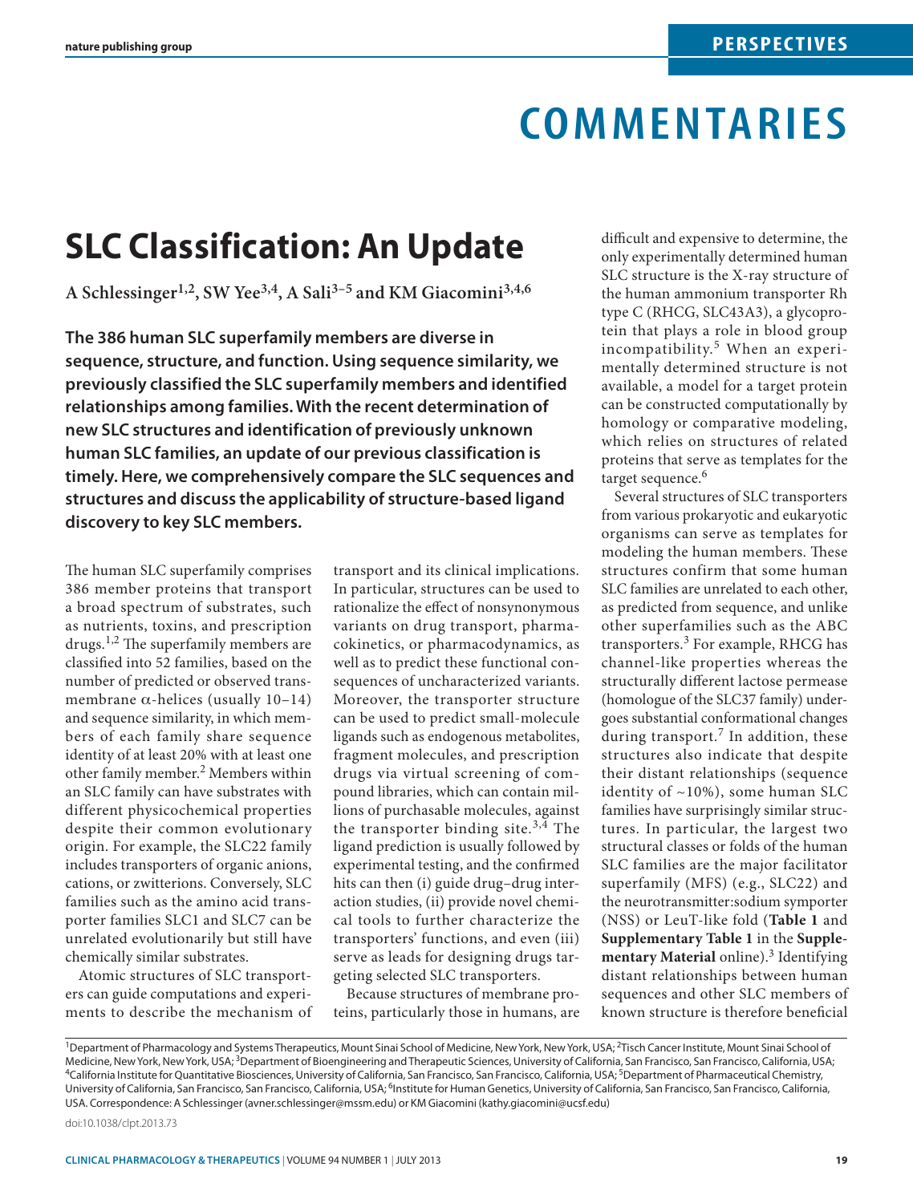# SLC Classification: An Update

A Schlessinger[1,2], SW Yee[3,4], A Sali[3–5] and KM Giacomini[3,4,6]

**The 386 human SLC superfamily members are diverse in sequence, structure, and function. Using sequence similarity, we previously classified the SLC superfamily members and identified relationships among families. With the recent determination of new SLC structures and identification of previously unknown human SLC families, an update of our previous classification is timely. Here, we comprehensively compare the SLC sequences and structures and discuss the applicability of structure-based ligand discovery to key SLC members.**

The human SLC superfamily comprises 386 member proteins that transport a broad spectrum of substrates, such as nutrients, toxins, and prescription drugs.[1,2] The superfamily members are classified into 52 families, based on the number of predicted or observed transmembrane α-helices (usually 10–14) and sequence similarity, in which members of each family share sequence identity of at least 20% with at least one other family member.[2] Members within an SLC family can have substrates with different physicochemical properties despite their common evolutionary origin. For example, the SLC22 family includes transporters of organic anions, cations, or zwitterions. Conversely, SLC families such as the amino acid transporter families SLC1 and SLC7 can be unrelated evolutionarily but still have chemically similar substrates.

Atomic structures of SLC transporters can guide computations and experiments to describe the mechanism of transport and its clinical implications. In particular, structures can be used to rationalize the effect of nonsynonymous variants on drug transport, pharmacokinetics, or pharmacodynamics, as well as to predict these functional consequences of uncharacterized variants. Moreover, the transporter structure can be used to predict small-molecule ligands such as endogenous metabolites, fragment molecules, and prescription drugs via virtual screening of compound libraries, which can contain millions of purchasable molecules, against the transporter binding site.[3,4] The ligand prediction is usually followed by experimental testing, and the confirmed hits can then (i) guide drug–drug interaction studies, (ii) provide novel chemical tools to further characterize the transporters' functions, and even (iii) serve as leads for designing drugs targeting selected SLC transporters.

Because structures of membrane proteins, particularly those in humans, are difficult and expensive to determine, the only experimentally determined human SLC structure is the X-ray structure of the human ammonium transporter Rh type C (RHCG, SLC43A3), a glycoprotein that plays a role in blood group incompatibility.[5] When an experimentally determined structure is not available, a model for a target protein can be constructed computationally by homology or comparative modeling, which relies on structures of related proteins that serve as templates for the target sequence.[6]

Several structures of SLC transporters from various prokaryotic and eukaryotic organisms can serve as templates for modeling the human members. These structures confirm that some human SLC families are unrelated to each other, as predicted from sequence, and unlike other superfamilies such as the ABC transporters.[3] For example, RHCG has channel-like properties whereas the structurally different lactose permease (homologue of the SLC37 family) undergoes substantial conformational changes during transport.[7] In addition, these structures also indicate that despite their distant relationships (sequence identity of ~10%), some human SLC families have surprisingly similar structures. In particular, the largest two structural classes or folds of the human SLC families are the major facilitator superfamily (MFS) (e.g., SLC22) and the neurotransmitter:sodium symporter (NSS) or LeuT-like fold (**Table 1** and **Supplementary Table 1** in the **Supplementary Material** online).[3] Identifying distant relationships between human sequences and other SLC members of known structure is therefore beneficial

[1]Department of Pharmacology and Systems Therapeutics, Mount Sinai School of Medicine, New York, New York, USA; [2]Tisch Cancer Institute, Mount Sinai School of Medicine, New York, New York, USA; [3]Department of Bioengineering and Therapeutic Sciences, University of California, San Francisco, San Francisco, California, USA; [4]California Institute for Quantitative Biosciences, University of California, San Francisco, San Francisco, California, USA; [5]Department of Pharmaceutical Chemistry, University of California, San Francisco, San Francisco, California, USA; [6]Institute for Human Genetics, University of California, San Francisco, San Francisco, California, USA. Correspondence: A Schlessinger (avner.schlessinger@mssm.edu) or KM Giacomini (kathy.giacomini@ucsf.edu)

doi:10.1038/clpt.2013.73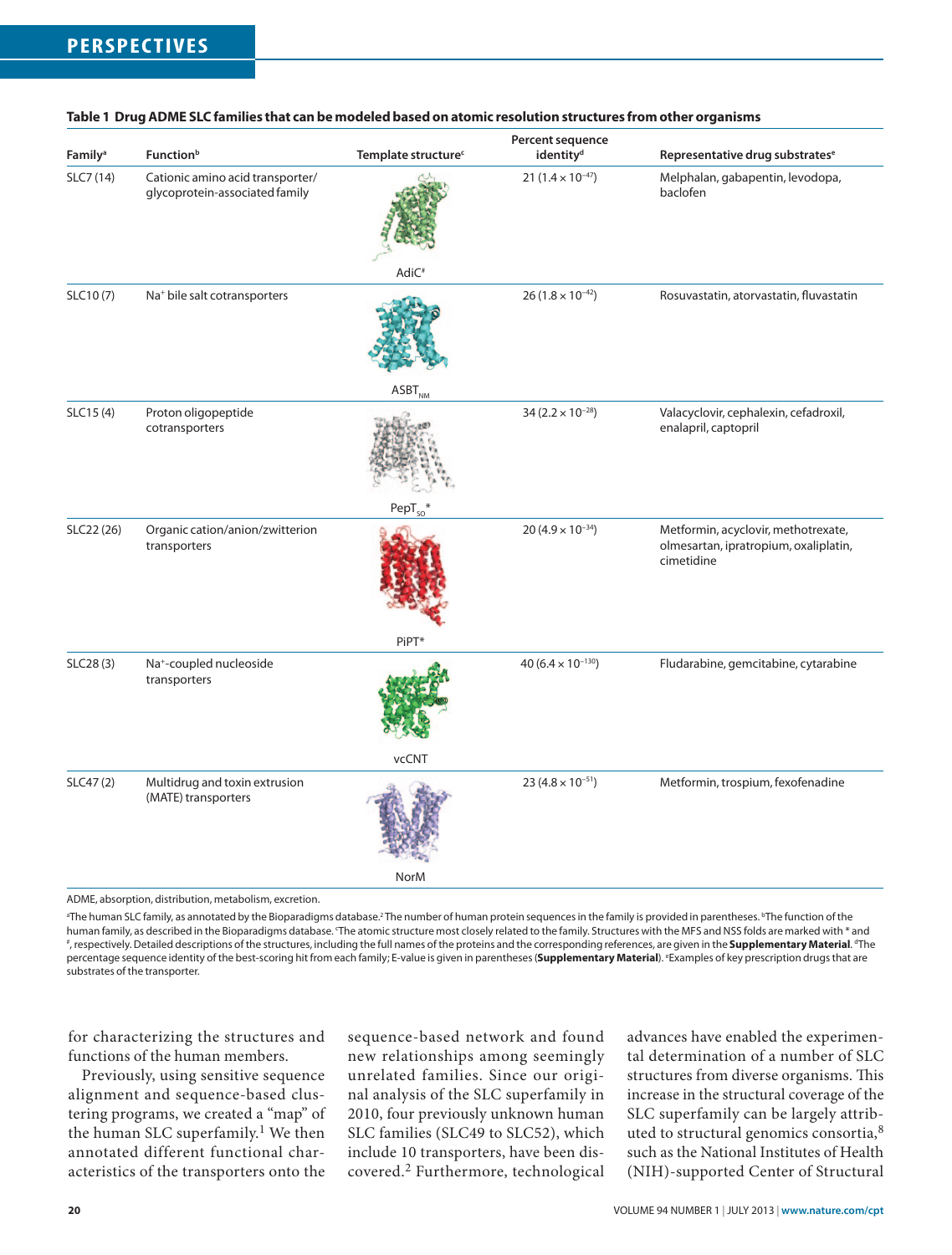**Table 1 Drug ADME SLC families that can be modeled based on atomic resolution structures from other organisms**

| Family[a] | Function[b] | Template structure[c] | Percent sequence identity[d] | Representative drug substrates[e] |
|---|---|---|---|---|
| SLC7 (14) | Cationic amino acid transporter/ glycoprotein-associated family | AdiC[#] | 21 ($1.4 \times 10^{-47}$) | Melphalan, gabapentin, levodopa, baclofen |
| SLC10 (7) | $Na^+$ bile salt cotransporters | $ASBT_{NM}$ | 26 ($1.8 \times 10^{-42}$) | Rosuvastatin, atorvastatin, fluvastatin |
| SLC15 (4) | Proton oligopeptide cotransporters | $PepT_{SO}$* | 34 ($2.2 \times 10^{-28}$) | Valacyclovir, cephalexin, cefadroxil, enalapril, captopril |
| SLC22 (26) | Organic cation/anion/zwitterion transporters | PiPT* | 20 ($4.9 \times 10^{-34}$) | Metformin, acyclovir, methotrexate, olmesartan, ipratropium, oxaliplatin, cimetidine |
| SLC28 (3) | $Na^+$-coupled nucleoside transporters | vcCNT | 40 ($6.4 \times 10^{-130}$) | Fludarabine, gemcitabine, cytarabine |
| SLC47 (2) | Multidrug and toxin extrusion (MATE) transporters | NorM | 23 ($4.8 \times 10^{-51}$) | Metformin, trospium, fexofenadine |

ADME, absorption, distribution, metabolism, excretion.

[a]The human SLC family, as annotated by the Bioparadigms database.[2] The number of human protein sequences in the family is provided in parentheses. [b]The function of the human family, as described in the Bioparadigms database. [c]The atomic structure most closely related to the family. Structures with the MFS and NSS folds are marked with * and [#], respectively. Detailed descriptions of the structures, including the full names of the proteins and the corresponding references, are given in the **Supplementary Material**. [d]The percentage sequence identity of the best-scoring hit from each family; E-value is given in parentheses (**Supplementary Material**). [e]Examples of key prescription drugs that are substrates of the transporter.

for characterizing the structures and functions of the human members.

Previously, using sensitive sequence alignment and sequence-based clustering programs, we created a "map" of the human SLC superfamily.[1] We then annotated different functional characteristics of the transporters onto the sequence-based network and found new relationships among seemingly unrelated families. Since our original analysis of the SLC superfamily in 2010, four previously unknown human SLC families (SLC49 to SLC52), which include 10 transporters, have been discovered.[2] Furthermore, technological advances have enabled the experimental determination of a number of SLC structures from diverse organisms. This increase in the structural coverage of the SLC superfamily can be largely attributed to structural genomics consortia,[8] such as the National Institutes of Health (NIH)-supported Center of Structural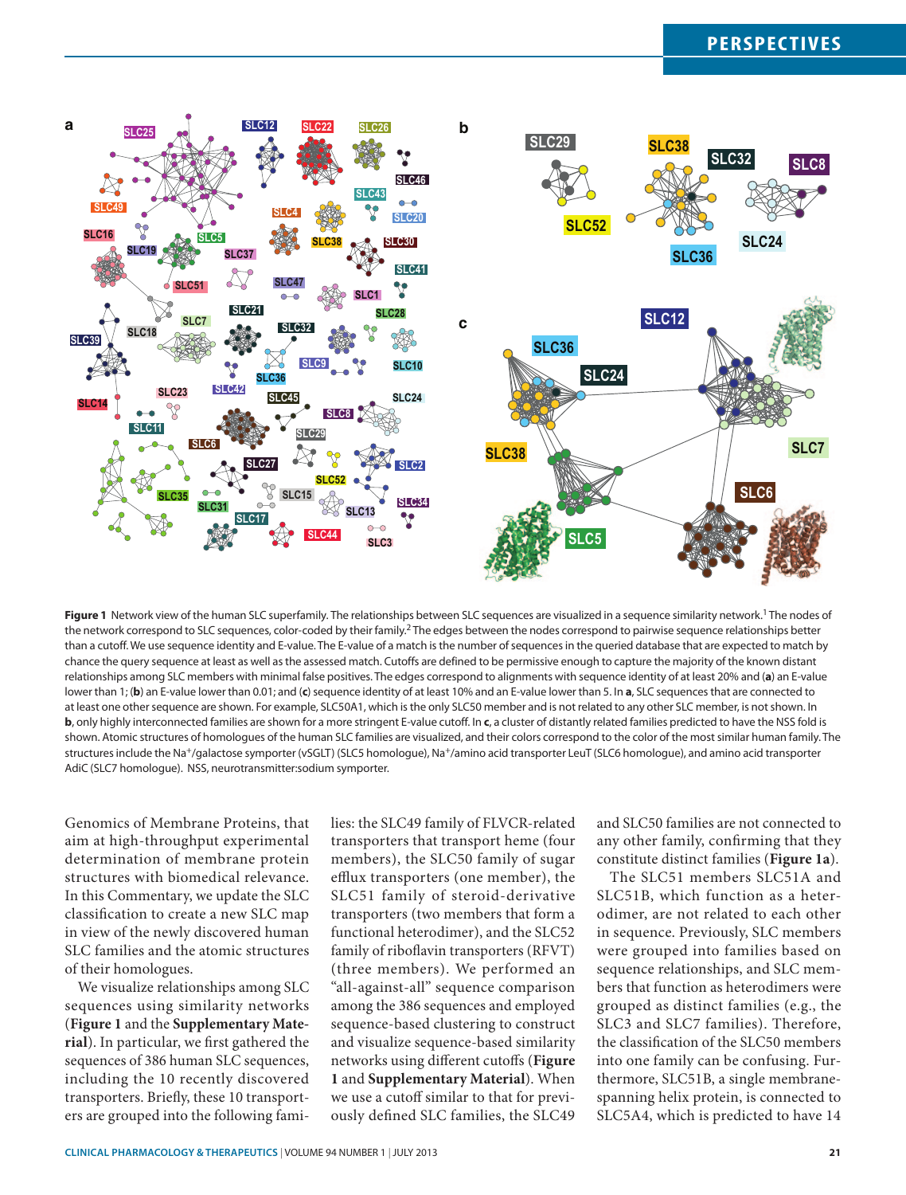**Figure 1** Network view of the human SLC superfamily. The relationships between SLC sequences are visualized in a sequence similarity network.[1] The nodes of the network correspond to SLC sequences, color-coded by their family.[2] The edges between the nodes correspond to pairwise sequence relationships better than a cutoff. We use sequence identity and E-value. The E-value of a match is the number of sequences in the queried database that are expected to match by chance the query sequence at least as well as the assessed match. Cutoffs are defined to be permissive enough to capture the majority of the known distant relationships among SLC members with minimal false positives. The edges correspond to alignments with sequence identity of at least 20% and (**a**) an E-value lower than 1; (**b**) an E-value lower than 0.01; and (**c**) sequence identity of at least 10% and an E-value lower than 5. In **a**, SLC sequences that are connected to at least one other sequence are shown. For example, SLC50A1, which is the only SLC50 member and is not related to any other SLC member, is not shown. In **b**, only highly interconnected families are shown for a more stringent E-value cutoff. In **c**, a cluster of distantly related families predicted to have the NSS fold is shown. Atomic structures of homologues of the human SLC families are visualized, and their colors correspond to the color of the most similar human family. The structures include the $Na^+$/galactose symporter (vSGLT) (SLC5 homologue), $Na^+$/amino acid transporter LeuT (SLC6 homologue), and amino acid transporter AdiC (SLC7 homologue). NSS, neurotransmitter:sodium symporter.

Genomics of Membrane Proteins, that aim at high-throughput experimental determination of membrane protein structures with biomedical relevance. In this Commentary, we update the SLC classification to create a new SLC map in view of the newly discovered human SLC families and the atomic structures of their homologues.

We visualize relationships among SLC sequences using similarity networks (**Figure 1** and the **Supplementary Material**). In particular, we first gathered the sequences of 386 human SLC sequences, including the 10 recently discovered transporters. Briefly, these 10 transporters are grouped into the following families: the SLC49 family of FLVCR-related transporters that transport heme (four members), the SLC50 family of sugar efflux transporters (one member), the SLC51 family of steroid-derivative transporters (two members that form a functional heterodimer), and the SLC52 family of riboflavin transporters (RFVT) (three members). We performed an "all-against-all" sequence comparison among the 386 sequences and employed sequence-based clustering to construct and visualize sequence-based similarity networks using different cutoffs (**Figure 1** and **Supplementary Material**). When we use a cutoff similar to that for previously defined SLC families, the SLC49 and SLC50 families are not connected to any other family, confirming that they constitute distinct families (**Figure 1a**).

The SLC51 members SLC51A and SLC51B, which function as a heterodimer, are not related to each other in sequence. Previously, SLC members were grouped into families based on sequence relationships, and SLC members that function as heterodimers were grouped as distinct families (e.g., the SLC3 and SLC7 families). Therefore, the classification of the SLC50 members into one family can be confusing. Furthermore, SLC51B, a single membrane-spanning helix protein, is connected to SLC5A4, which is predicted to have 14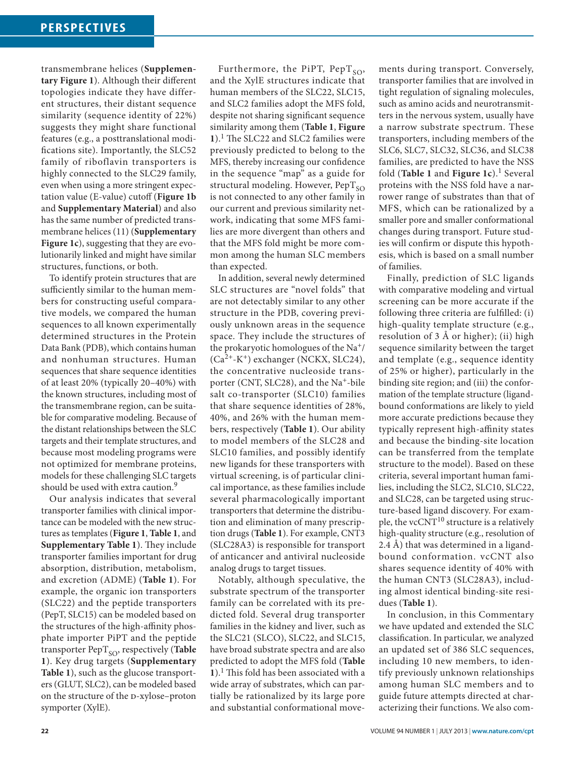transmembrane helices (**Supplementary Figure 1**). Although their different topologies indicate they have different structures, their distant sequence similarity (sequence identity of 22%) suggests they might share functional features (e.g., a posttranslational modifications site). Importantly, the SLC52 family of riboflavin transporters is highly connected to the SLC29 family, even when using a more stringent expectation value (E-value) cutoff (**Figure 1b** and **Supplementary Material**) and also has the same number of predicted transmembrane helices (11) (**Supplementary Figure 1c**), suggesting that they are evolutionarily linked and might have similar structures, functions, or both.

To identify protein structures that are sufficiently similar to the human members for constructing useful comparative models, we compared the human sequences to all known experimentally determined structures in the Protein Data Bank (PDB), which contains human and nonhuman structures. Human sequences that share sequence identities of at least 20% (typically 20–40%) with the known structures, including most of the transmembrane region, can be suitable for comparative modeling. Because of the distant relationships between the SLC targets and their template structures, and because most modeling programs were not optimized for membrane proteins, models for these challenging SLC targets should be used with extra caution.[9]

Our analysis indicates that several transporter families with clinical importance can be modeled with the new structures as templates (**Figure 1**, **Table 1**, and **Supplementary Table 1**). They include transporter families important for drug absorption, distribution, metabolism, and excretion (ADME) (**Table 1**). For example, the organic ion transporters (SLC22) and the peptide transporters (PepT, SLC15) can be modeled based on the structures of the high-affinity phosphate importer PiPT and the peptide transporter $PepT_{SO}$, respectively (**Table 1**). Key drug targets (**Supplementary Table 1**), such as the glucose transporters (GLUT, SLC2), can be modeled based on the structure of the D-xylose–proton symporter (XylE).

Furthermore, the PiPT, $PepT_{SO}$, and the XylE structures indicate that human members of the SLC22, SLC15, and SLC2 families adopt the MFS fold, despite not sharing significant sequence similarity among them (**Table 1**, **Figure 1**).[1] The SLC22 and SLC2 families were previously predicted to belong to the MFS, thereby increasing our confidence in the sequence "map" as a guide for structural modeling. However, $PepT_{SO}$ is not connected to any other family in our current and previous similarity network, indicating that some MFS families are more divergent than others and that the MFS fold might be more common among the human SLC members than expected.

In addition, several newly determined SLC structures are "novel folds" that are not detectably similar to any other structure in the PDB, covering previously unknown areas in the sequence space. They include the structures of the prokaryotic homologues of the $Na^+$/($Ca^{2+}$-$K^+$) exchanger (NCKX, SLC24), the concentrative nucleoside transporter (CNT, SLC28), and the $Na^+$-bile salt co-transporter (SLC10) families that share sequence identities of 28%, 40%, and 26% with the human members, respectively (**Table 1**). Our ability to model members of the SLC28 and SLC10 families, and possibly identify new ligands for these transporters with virtual screening, is of particular clinical importance, as these families include several pharmacologically important transporters that determine the distribution and elimination of many prescription drugs (**Table 1**). For example, CNT3 (SLC28A3) is responsible for transport of anticancer and antiviral nucleoside analog drugs to target tissues.

Notably, although speculative, the substrate spectrum of the transporter family can be correlated with its predicted fold. Several drug transporter families in the kidney and liver, such as the SLC21 (SLCO), SLC22, and SLC15, have broad substrate spectra and are also predicted to adopt the MFS fold (**Table 1**).[1] This fold has been associated with a wide array of substrates, which can partially be rationalized by its large pore and substantial conformational movements during transport. Conversely, transporter families that are involved in tight regulation of signaling molecules, such as amino acids and neurotransmitters in the nervous system, usually have a narrow substrate spectrum. These transporters, including members of the SLC6, SLC7, SLC32, SLC36, and SLC38 families, are predicted to have the NSS fold (**Table 1** and **Figure 1c**).[1] Several proteins with the NSS fold have a narrower range of substrates than that of MFS, which can be rationalized by a smaller pore and smaller conformational changes during transport. Future studies will confirm or dispute this hypothesis, which is based on a small number of families.

Finally, prediction of SLC ligands with comparative modeling and virtual screening can be more accurate if the following three criteria are fulfilled: (i) high-quality template structure (e.g., resolution of 3 Å or higher); (ii) high sequence similarity between the target and template (e.g., sequence identity of 25% or higher), particularly in the binding site region; and (iii) the conformation of the template structure (ligand-bound conformations are likely to yield more accurate predictions because they typically represent high-affinity states and because the binding-site location can be transferred from the template structure to the model). Based on these criteria, several important human families, including the SLC2, SLC10, SLC22, and SLC28, can be targeted using structure-based ligand discovery. For example, the vcCNT[10] structure is a relatively high-quality structure (e.g., resolution of 2.4 Å) that was determined in a ligand-bound conformation. vcCNT also shares sequence identity of 40% with the human CNT3 (SLC28A3), including almost identical binding-site residues (**Table 1**).

In conclusion, in this Commentary we have updated and extended the SLC classification. In particular, we analyzed an updated set of 386 SLC sequences, including 10 new members, to identify previously unknown relationships among human SLC members and to guide future attempts directed at characterizing their functions. We also com-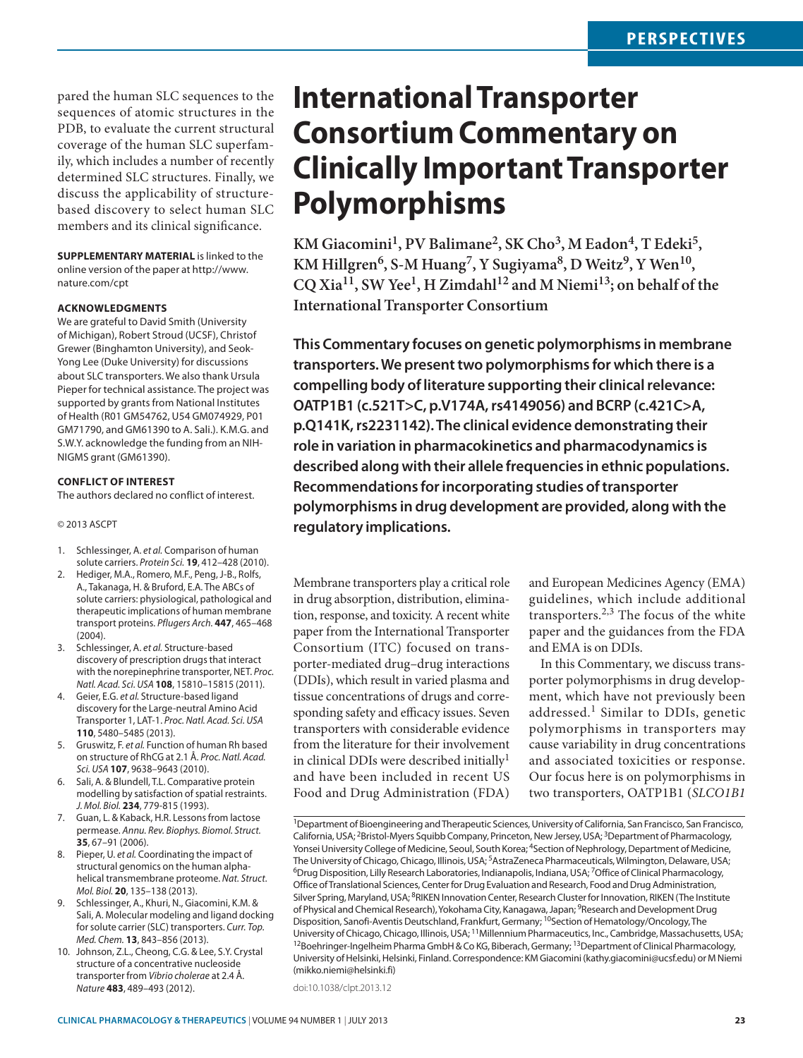pared the human SLC sequences to the sequences of atomic structures in the PDB, to evaluate the current structural coverage of the human SLC superfamily, which includes a number of recently determined SLC structures. Finally, we discuss the applicability of structure-based discovery to select human SLC members and its clinical significance.

**SUPPLEMENTARY MATERIAL** is linked to the online version of the paper at http://www.nature.com/cpt

**ACKNOWLEDGMENTS**

We are grateful to David Smith (University of Michigan), Robert Stroud (UCSF), Christof Grewer (Binghamton University), and Seok-Yong Lee (Duke University) for discussions about SLC transporters. We also thank Ursula Pieper for technical assistance. The project was supported by grants from National Institutes of Health (R01 GM54762, U54 GM074929, P01 GM71790, and GM61390 to A. Sali.). K.M.G. and S.W.Y. acknowledge the funding from an NIH-NIGMS grant (GM61390).

**CONFLICT OF INTEREST**

The authors declared no conflict of interest.

© 2013 ASCPT

1. Schlessinger, A. *et al.* Comparison of human solute carriers. *Protein Sci.* **19**, 412–428 (2010).
2. Hediger, M.A., Romero, M.F., Peng, J-B., Rolfs, A., Takanaga, H. & Bruford, E.A. The ABCs of solute carriers: physiological, pathological and therapeutic implications of human membrane transport proteins. *Pflugers Arch.* **447**, 465–468 (2004).
3. Schlessinger, A. *et al.* Structure-based discovery of prescription drugs that interact with the norepinephrine transporter, NET. *Proc. Natl. Acad. Sci. USA* **108**, 15810–15815 (2011).
4. Geier, E.G. *et al.* Structure-based ligand discovery for the Large-neutral Amino Acid Transporter 1, LAT-1. *Proc. Natl. Acad. Sci. USA* **110**, 5480–5485 (2013).
5. Gruswitz, F. *et al.* Function of human Rh based on structure of RhCG at 2.1 Å. *Proc. Natl. Acad. Sci. USA* **107**, 9638–9643 (2010).
6. Sali, A. & Blundell, T.L. Comparative protein modelling by satisfaction of spatial restraints. *J. Mol. Biol.* **234**, 779-815 (1993).
7. Guan, L. & Kaback, H.R. Lessons from lactose permease. *Annu. Rev. Biophys. Biomol. Struct.* **35**, 67–91 (2006).
8. Pieper, U. *et al.* Coordinating the impact of structural genomics on the human alpha-helical transmembrane proteome. *Nat. Struct. Mol. Biol.* **20**, 135–138 (2013).
9. Schlessinger, A., Khuri, N., Giacomini, K.M. & Sali, A. Molecular modeling and ligand docking for solute carrier (SLC) transporters. *Curr. Top. Med. Chem.* **13**, 843–856 (2013).
10. Johnson, Z.L., Cheong, C.G. & Lee, S.Y. Crystal structure of a concentrative nucleoside transporter from *Vibrio cholerae* at 2.4 Å. *Nature* **483**, 489–493 (2012).

# International Transporter Consortium Commentary on Clinically Important Transporter Polymorphisms

**KM Giacomini[1], PV Balimane[2], SK Cho[3], M Eadon[4], T Edeki[5], KM Hillgren[6], S-M Huang[7], Y Sugiyama[8], D Weitz[9], Y Wen[10], CQ Xia[11], SW Yee[1], H Zimdahl[12] and M Niemi[13]; on behalf of the International Transporter Consortium**

**This Commentary focuses on genetic polymorphisms in membrane transporters. We present two polymorphisms for which there is a compelling body of literature supporting their clinical relevance: OATP1B1 (c.521T>C, p.V174A, rs4149056) and BCRP (c.421C>A, p.Q141K, rs2231142). The clinical evidence demonstrating their role in variation in pharmacokinetics and pharmacodynamics is described along with their allele frequencies in ethnic populations. Recommendations for incorporating studies of transporter polymorphisms in drug development are provided, along with the regulatory implications.**

Membrane transporters play a critical role in drug absorption, distribution, elimination, response, and toxicity. A recent white paper from the International Transporter Consortium (ITC) focused on transporter-mediated drug–drug interactions (DDIs), which result in varied plasma and tissue concentrations of drugs and corresponding safety and efficacy issues. Seven transporters with considerable evidence from the literature for their involvement in clinical DDIs were described initially[1] and have been included in recent US Food and Drug Administration (FDA) and European Medicines Agency (EMA) guidelines, which include additional transporters.[2,3] The focus of the white paper and the guidances from the FDA and EMA is on DDIs.

In this Commentary, we discuss transporter polymorphisms in drug development, which have not previously been addressed.[1] Similar to DDIs, genetic polymorphisms in transporters may cause variability in drug concentrations and associated toxicities or response. Our focus here is on polymorphisms in two transporters, OATP1B1 (*SLCO1B1*

[1]Department of Bioengineering and Therapeutic Sciences, University of California, San Francisco, San Francisco, California, USA; [2]Bristol-Myers Squibb Company, Princeton, New Jersey, USA; [3]Department of Pharmacology, Yonsei University College of Medicine, Seoul, South Korea; [4]Section of Nephrology, Department of Medicine, The University of Chicago, Chicago, Illinois, USA; [5]AstraZeneca Pharmaceuticals, Wilmington, Delaware, USA; [6]Drug Disposition, Lilly Research Laboratories, Indianapolis, Indiana, USA; [7]Office of Clinical Pharmacology, Office of Translational Sciences, Center for Drug Evaluation and Research, Food and Drug Administration, Silver Spring, Maryland, USA; [8]RIKEN Innovation Center, Research Cluster for Innovation, RIKEN (The Institute of Physical and Chemical Research), Yokohama City, Kanagawa, Japan; [9]Research and Development Drug Disposition, Sanofi-Aventis Deutschland, Frankfurt, Germany; [10]Section of Hematology/Oncology, The University of Chicago, Chicago, Illinois, USA; [11]Millennium Pharmaceutics, Inc., Cambridge, Massachusetts, USA; [12]Boehringer-Ingelheim Pharma GmbH & Co KG, Biberach, Germany; [13]Department of Clinical Pharmacology, University of Helsinki, Helsinki, Finland. Correspondence: KM Giacomini (kathy.giacomini@ucsf.edu) or M Niemi (mikko.niemi@helsinki.fi)

doi:10.1038/clpt.2013.12